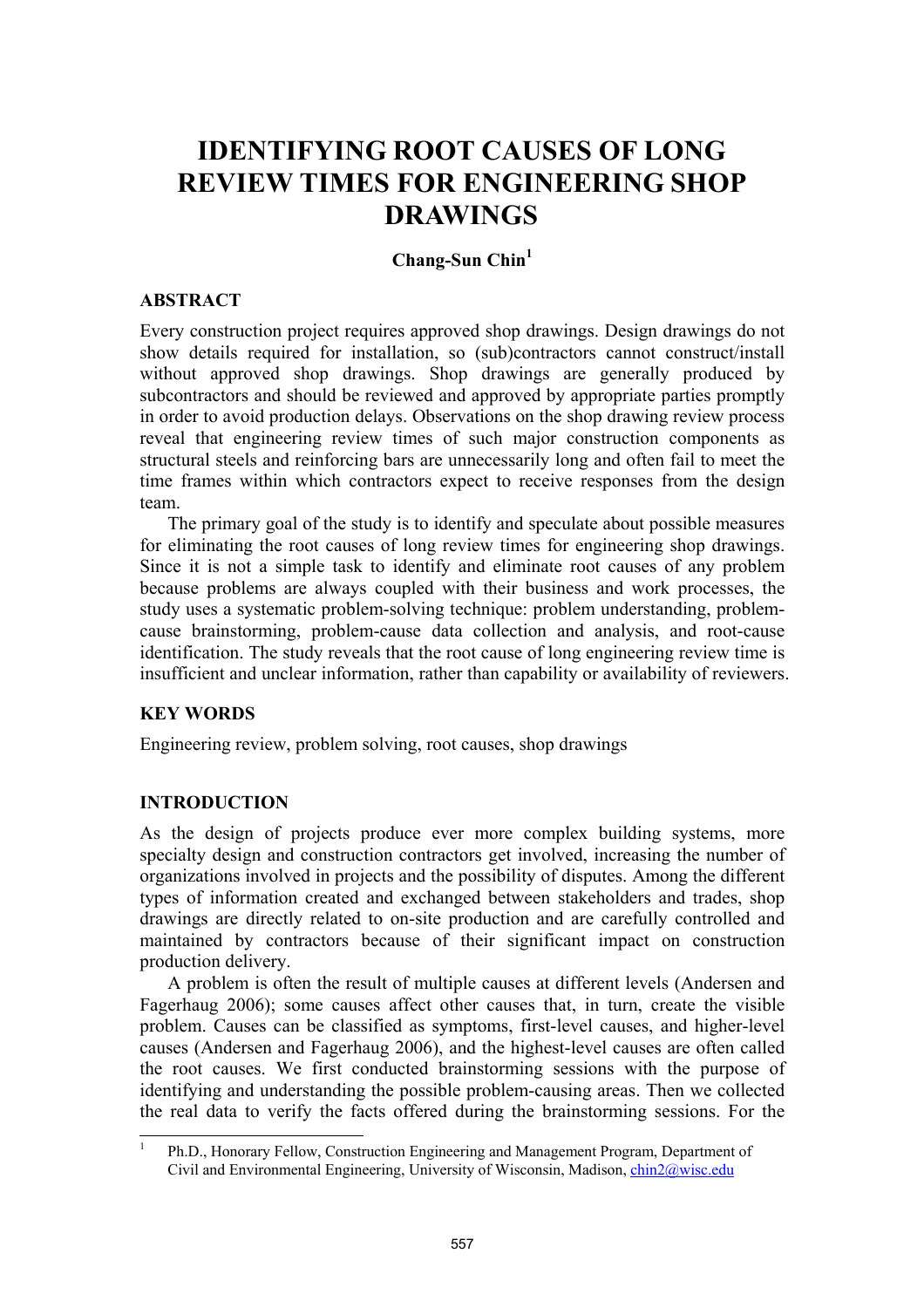# IDENTIFYING ROOT CAUSES OF LONG REVIEW TIMES FOR ENGINEERING SHOP DRAWINGS

**Chang-Sun Chin[1]**

## ABSTRACT

Every construction project requires approved shop drawings. Design drawings do not show details required for installation, so (sub)contractors cannot construct/install without approved shop drawings. Shop drawings are generally produced by subcontractors and should be reviewed and approved by appropriate parties promptly in order to avoid production delays. Observations on the shop drawing review process reveal that engineering review times of such major construction components as structural steels and reinforcing bars are unnecessarily long and often fail to meet the time frames within which contractors expect to receive responses from the design team.

The primary goal of the study is to identify and speculate about possible measures for eliminating the root causes of long review times for engineering shop drawings. Since it is not a simple task to identify and eliminate root causes of any problem because problems are always coupled with their business and work processes, the study uses a systematic problem-solving technique: problem understanding, problem-cause brainstorming, problem-cause data collection and analysis, and root-cause identification. The study reveals that the root cause of long engineering review time is insufficient and unclear information, rather than capability or availability of reviewers.

## KEY WORDS

Engineering review, problem solving, root causes, shop drawings

## INTRODUCTION

As the design of projects produce ever more complex building systems, more specialty design and construction contractors get involved, increasing the number of organizations involved in projects and the possibility of disputes. Among the different types of information created and exchanged between stakeholders and trades, shop drawings are directly related to on-site production and are carefully controlled and maintained by contractors because of their significant impact on construction production delivery.

A problem is often the result of multiple causes at different levels (Andersen and Fagerhaug 2006); some causes affect other causes that, in turn, create the visible problem. Causes can be classified as symptoms, first-level causes, and higher-level causes (Andersen and Fagerhaug 2006), and the highest-level causes are often called the root causes. We first conducted brainstorming sessions with the purpose of identifying and understanding the possible problem-causing areas. Then we collected the real data to verify the facts offered during the brainstorming sessions. For the

[1] Ph.D., Honorary Fellow, Construction Engineering and Management Program, Department of Civil and Environmental Engineering, University of Wisconsin, Madison, chin2@wisc.edu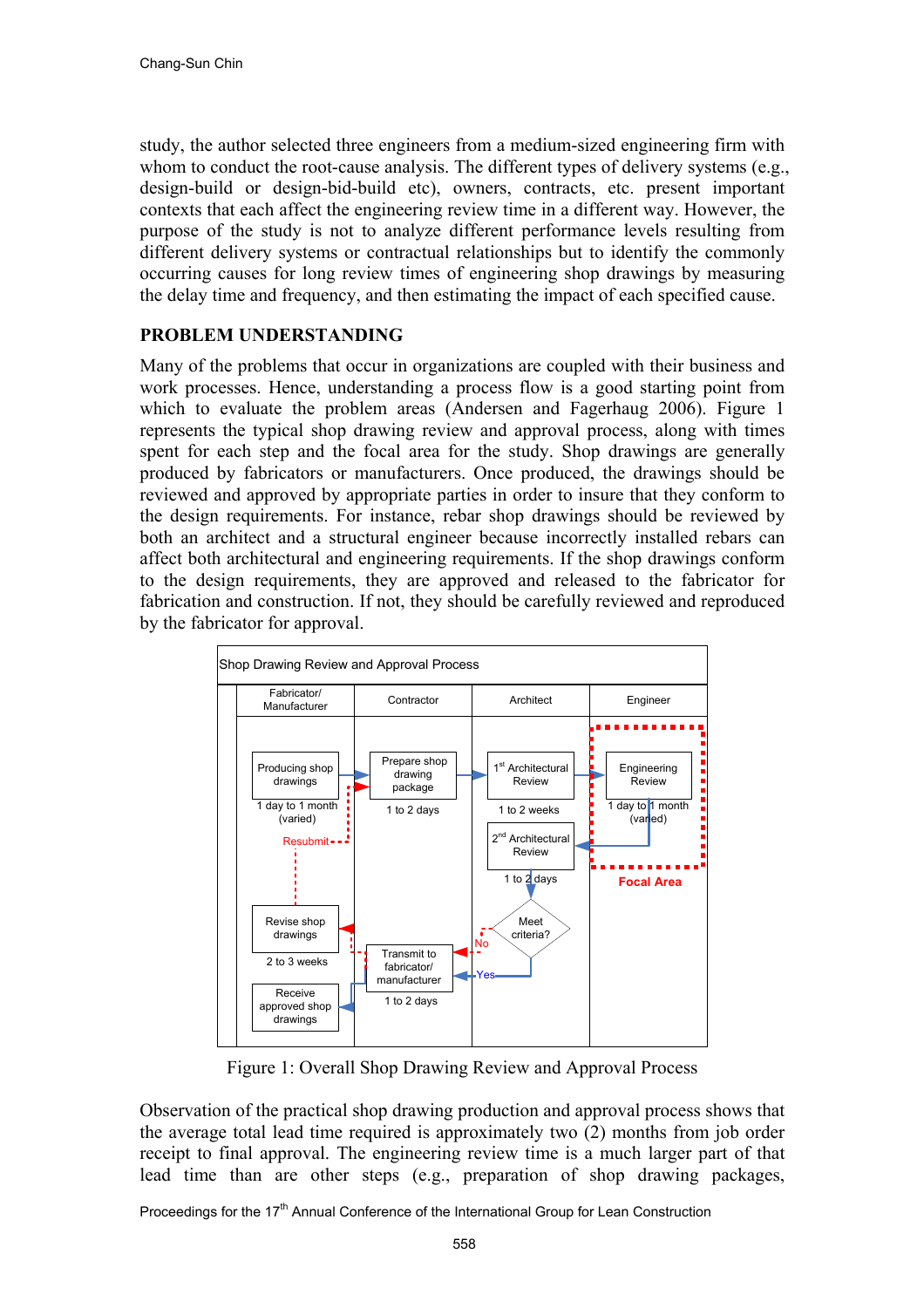study, the author selected three engineers from a medium-sized engineering firm with whom to conduct the root-cause analysis. The different types of delivery systems (e.g., design-build or design-bid-build etc), owners, contracts, etc. present important contexts that each affect the engineering review time in a different way. However, the purpose of the study is not to analyze different performance levels resulting from different delivery systems or contractual relationships but to identify the commonly occurring causes for long review times of engineering shop drawings by measuring the delay time and frequency, and then estimating the impact of each specified cause.

## PROBLEM UNDERSTANDING

Many of the problems that occur in organizations are coupled with their business and work processes. Hence, understanding a process flow is a good starting point from which to evaluate the problem areas (Andersen and Fagerhaug 2006). Figure 1 represents the typical shop drawing review and approval process, along with times spent for each step and the focal area for the study. Shop drawings are generally produced by fabricators or manufacturers. Once produced, the drawings should be reviewed and approved by appropriate parties in order to insure that they conform to the design requirements. For instance, rebar shop drawings should be reviewed by both an architect and a structural engineer because incorrectly installed rebars can affect both architectural and engineering requirements. If the shop drawings conform to the design requirements, they are approved and released to the fabricator for fabrication and construction. If not, they should be carefully reviewed and reproduced by the fabricator for approval.

Shop Drawing Review and Approval Process

| Fabricator/ Manufacturer | Contractor | Architect | Engineer |
|---|---|---|---|
| Producing shop drawings (1 day to 1 month (varied)) | Prepare shop drawing package (1 to 2 days) | 1st Architectural Review (1 to 2 weeks) | Engineering Review (1 day to 1 month (varied)) |
| Resubmit | | 2nd Architectural Review (1 to 2 days) | Focal Area |
| Revise shop drawings (2 to 3 weeks) | Transmit to fabricator/ manufacturer (1 to 2 days) | Meet criteria? (Yes / No) | |
| Receive approved shop drawings | | | |

Figure 1: Overall Shop Drawing Review and Approval Process

Observation of the practical shop drawing production and approval process shows that the average total lead time required is approximately two (2) months from job order receipt to final approval. The engineering review time is a much larger part of that lead time than are other steps (e.g., preparation of shop drawing packages,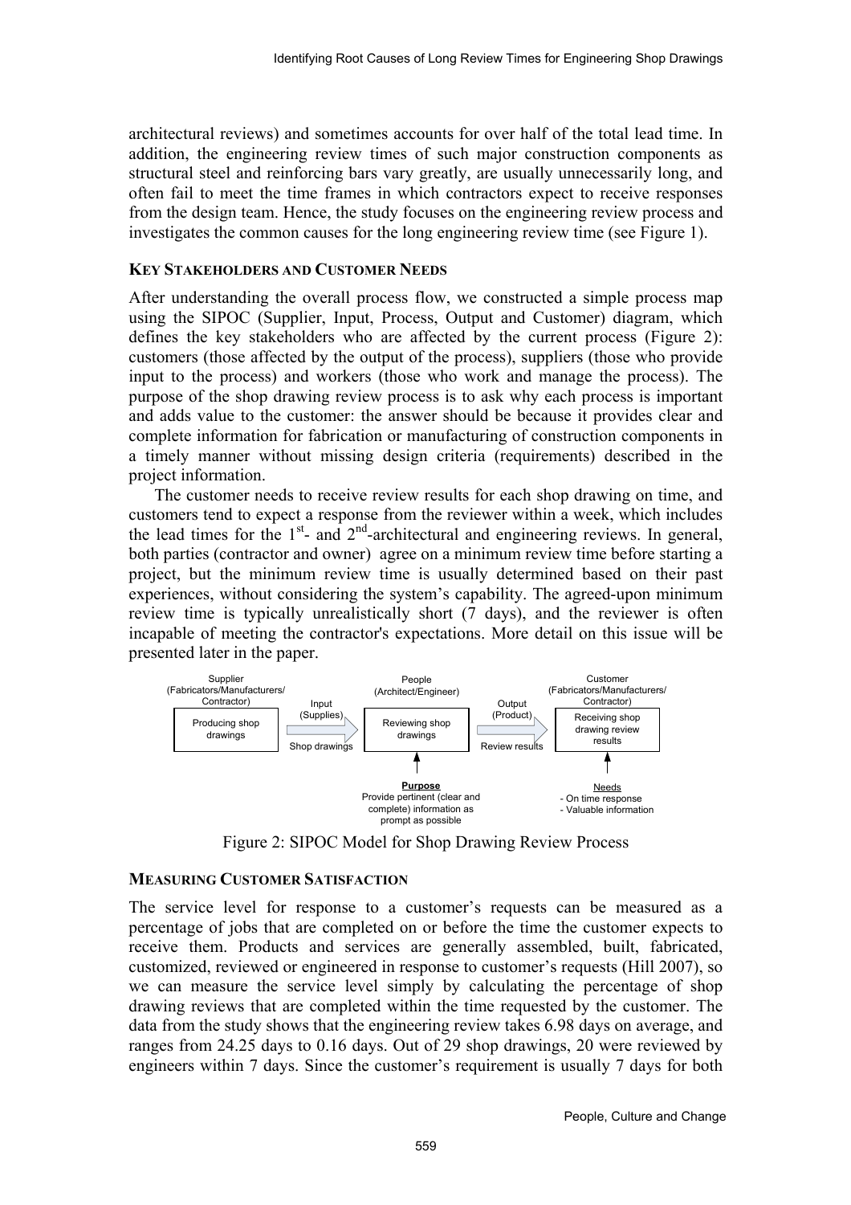architectural reviews) and sometimes accounts for over half of the total lead time. In addition, the engineering review times of such major construction components as structural steel and reinforcing bars vary greatly, are usually unnecessarily long, and often fail to meet the time frames in which contractors expect to receive responses from the design team. Hence, the study focuses on the engineering review process and investigates the common causes for the long engineering review time (see Figure 1).

### KEY STAKEHOLDERS AND CUSTOMER NEEDS

After understanding the overall process flow, we constructed a simple process map using the SIPOC (Supplier, Input, Process, Output and Customer) diagram, which defines the key stakeholders who are affected by the current process (Figure 2): customers (those affected by the output of the process), suppliers (those who provide input to the process) and workers (those who work and manage the process). The purpose of the shop drawing review process is to ask why each process is important and adds value to the customer: the answer should be because it provides clear and complete information for fabrication or manufacturing of construction components in a timely manner without missing design criteria (requirements) described in the project information.

The customer needs to receive review results for each shop drawing on time, and customers tend to expect a response from the reviewer within a week, which includes the lead times for the 1st- and 2nd-architectural and engineering reviews. In general, both parties (contractor and owner) agree on a minimum review time before starting a project, but the minimum review time is usually determined based on their past experiences, without considering the system's capability. The agreed-upon minimum review time is typically unrealistically short (7 days), and the reviewer is often incapable of meeting the contractor's expectations. More detail on this issue will be presented later in the paper.

Figure 2: SIPOC Model for Shop Drawing Review Process

### MEASURING CUSTOMER SATISFACTION

The service level for response to a customer's requests can be measured as a percentage of jobs that are completed on or before the time the customer expects to receive them. Products and services are generally assembled, built, fabricated, customized, reviewed or engineered in response to customer's requests (Hill 2007), so we can measure the service level simply by calculating the percentage of shop drawing reviews that are completed within the time requested by the customer. The data from the study shows that the engineering review takes 6.98 days on average, and ranges from 24.25 days to 0.16 days. Out of 29 shop drawings, 20 were reviewed by engineers within 7 days. Since the customer's requirement is usually 7 days for both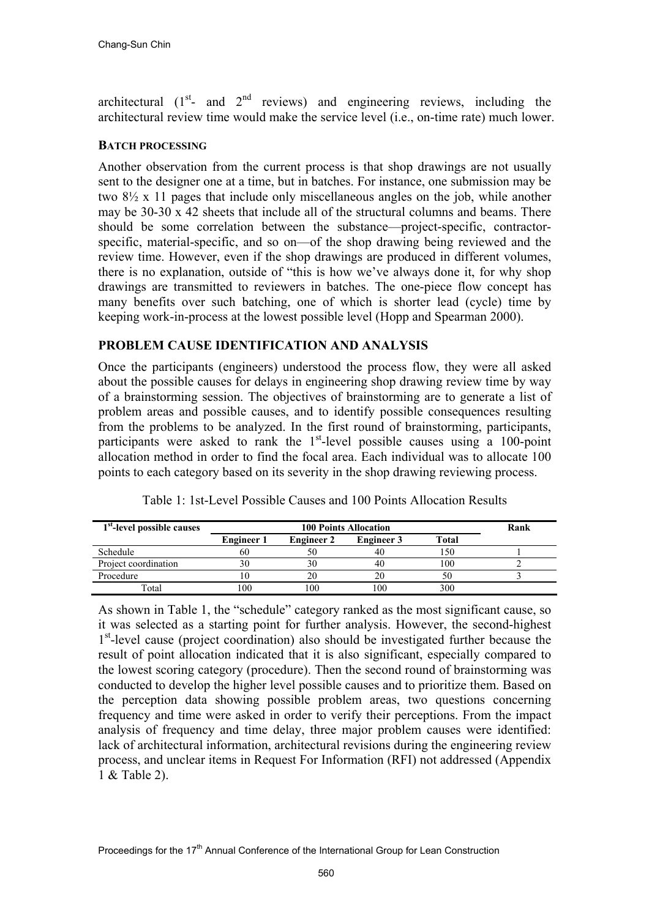architectural (1st- and 2nd reviews) and engineering reviews, including the architectural review time would make the service level (i.e., on-time rate) much lower.

### BATCH PROCESSING

Another observation from the current process is that shop drawings are not usually sent to the designer one at a time, but in batches. For instance, one submission may be two 8½ x 11 pages that include only miscellaneous angles on the job, while another may be 30-30 x 42 sheets that include all of the structural columns and beams. There should be some correlation between the substance—project-specific, contractor-specific, material-specific, and so on—of the shop drawing being reviewed and the review time. However, even if the shop drawings are produced in different volumes, there is no explanation, outside of "this is how we've always done it, for why shop drawings are transmitted to reviewers in batches. The one-piece flow concept has many benefits over such batching, one of which is shorter lead (cycle) time by keeping work-in-process at the lowest possible level (Hopp and Spearman 2000).

## PROBLEM CAUSE IDENTIFICATION AND ANALYSIS

Once the participants (engineers) understood the process flow, they were all asked about the possible causes for delays in engineering shop drawing review time by way of a brainstorming session. The objectives of brainstorming are to generate a list of problem areas and possible causes, and to identify possible consequences resulting from the problems to be analyzed. In the first round of brainstorming, participants, participants were asked to rank the 1st-level possible causes using a 100-point allocation method in order to find the focal area. Each individual was to allocate 100 points to each category based on its severity in the shop drawing reviewing process.

Table 1: 1st-Level Possible Causes and 100 Points Allocation Results

| 1st-level possible causes | 100 Points Allocation | | | | Rank |
|---|---|---|---|---|---|
| | Engineer 1 | Engineer 2 | Engineer 3 | Total | |
| Schedule | 60 | 50 | 40 | 150 | 1 |
| Project coordination | 30 | 30 | 40 | 100 | 2 |
| Procedure | 10 | 20 | 20 | 50 | 3 |
| Total | 100 | 100 | 100 | 300 | |

As shown in Table 1, the "schedule" category ranked as the most significant cause, so it was selected as a starting point for further analysis. However, the second-highest 1st-level cause (project coordination) also should be investigated further because the result of point allocation indicated that it is also significant, especially compared to the lowest scoring category (procedure). Then the second round of brainstorming was conducted to develop the higher level possible causes and to prioritize them. Based on the perception data showing possible problem areas, two questions concerning frequency and time were asked in order to verify their perceptions. From the impact analysis of frequency and time delay, three major problem causes were identified: lack of architectural information, architectural revisions during the engineering review process, and unclear items in Request For Information (RFI) not addressed (Appendix 1 & Table 2).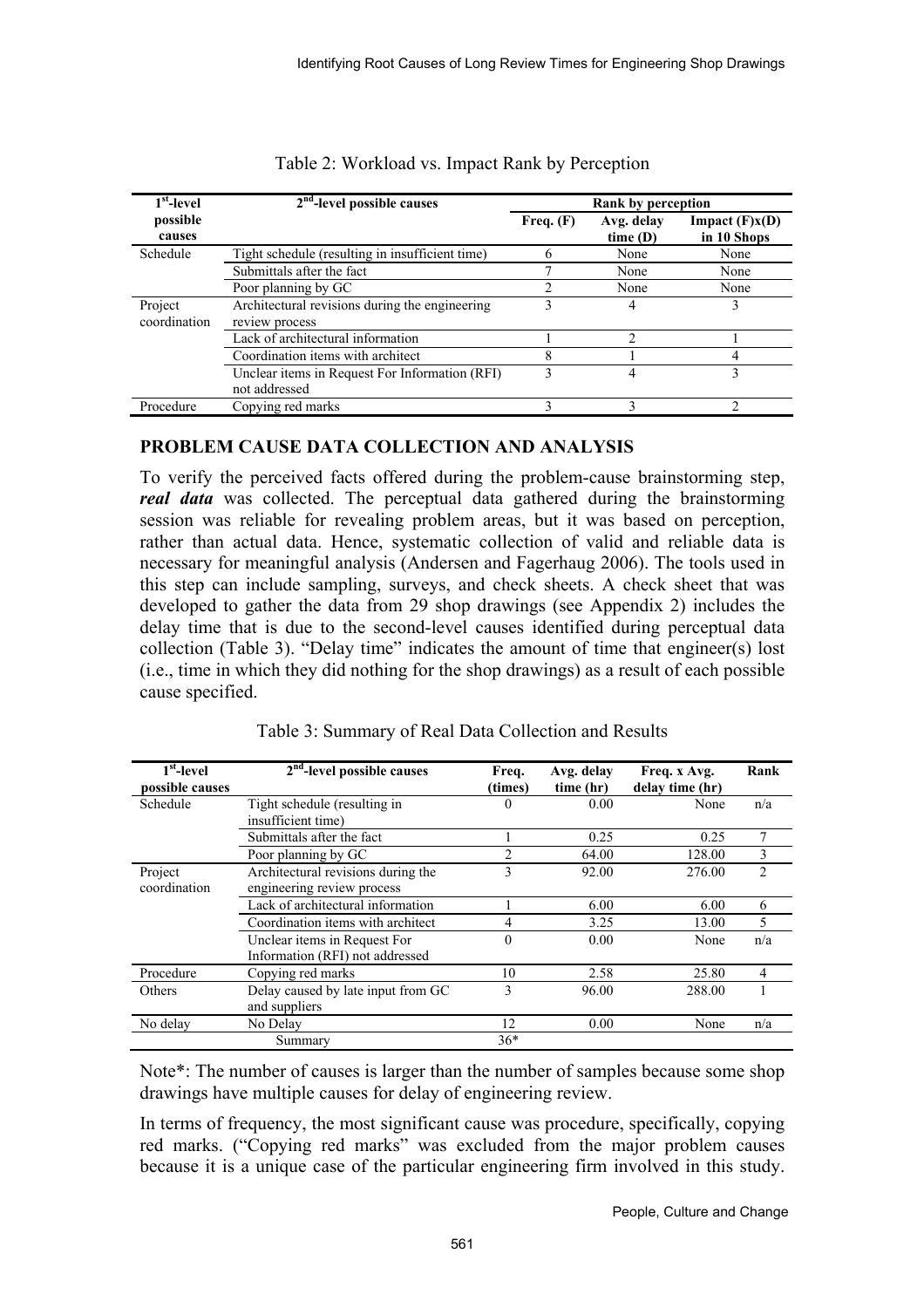Table 2: Workload vs. Impact Rank by Perception

| 1st-level possible causes | 2nd-level possible causes | Rank by perception | | |
|---|---|---|---|---|
| | | Freq. (F) | Avg. delay time (D) | Impact (F)x(D) in 10 Shops |
| Schedule | Tight schedule (resulting in insufficient time) | 6 | None | None |
| | Submittals after the fact | 7 | None | None |
| | Poor planning by GC | 2 | None | None |
| Project coordination | Architectural revisions during the engineering review process | 3 | 4 | 3 |
| | Lack of architectural information | 1 | 2 | 1 |
| | Coordination items with architect | 8 | 1 | 4 |
| | Unclear items in Request For Information (RFI) not addressed | 3 | 4 | 3 |
| Procedure | Copying red marks | 3 | 3 | 2 |

## PROBLEM CAUSE DATA COLLECTION AND ANALYSIS

To verify the perceived facts offered during the problem-cause brainstorming step, ***real data*** was collected. The perceptual data gathered during the brainstorming session was reliable for revealing problem areas, but it was based on perception, rather than actual data. Hence, systematic collection of valid and reliable data is necessary for meaningful analysis (Andersen and Fagerhaug 2006). The tools used in this step can include sampling, surveys, and check sheets. A check sheet that was developed to gather the data from 29 shop drawings (see Appendix 2) includes the delay time that is due to the second-level causes identified during perceptual data collection (Table 3). "Delay time" indicates the amount of time that engineer(s) lost (i.e., time in which they did nothing for the shop drawings) as a result of each possible cause specified.

Table 3: Summary of Real Data Collection and Results

| 1st-level possible causes | 2nd-level possible causes | Freq. (times) | Avg. delay time (hr) | Freq. x Avg. delay time (hr) | Rank |
|---|---|---|---|---|---|
| Schedule | Tight schedule (resulting in insufficient time) | 0 | 0.00 | None | n/a |
| | Submittals after the fact | 1 | 0.25 | 0.25 | 7 |
| | Poor planning by GC | 2 | 64.00 | 128.00 | 3 |
| Project coordination | Architectural revisions during the engineering review process | 3 | 92.00 | 276.00 | 2 |
| | Lack of architectural information | 1 | 6.00 | 6.00 | 6 |
| | Coordination items with architect | 4 | 3.25 | 13.00 | 5 |
| | Unclear items in Request For Information (RFI) not addressed | 0 | 0.00 | None | n/a |
| Procedure | Copying red marks | 10 | 2.58 | 25.80 | 4 |
| Others | Delay caused by late input from GC and suppliers | 3 | 96.00 | 288.00 | 1 |
| No delay | No Delay | 12 | 0.00 | None | n/a |
| | Summary | 36* | | | |

Note*: The number of causes is larger than the number of samples because some shop drawings have multiple causes for delay of engineering review.

In terms of frequency, the most significant cause was procedure, specifically, copying red marks. ("Copying red marks" was excluded from the major problem causes because it is a unique case of the particular engineering firm involved in this study.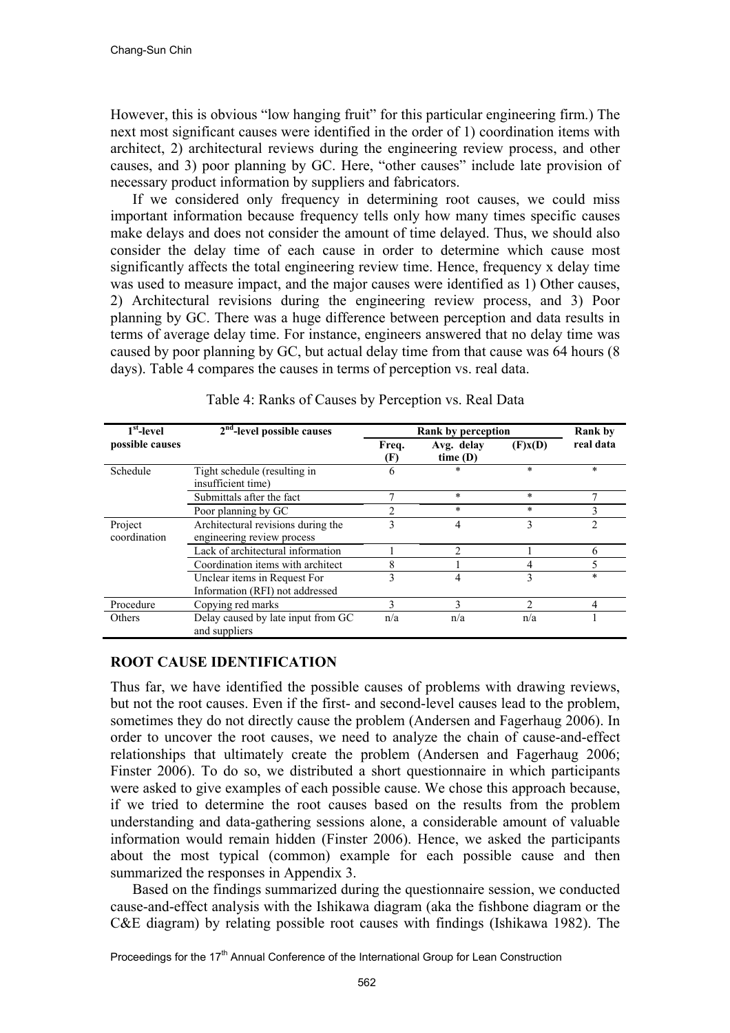However, this is obvious "low hanging fruit" for this particular engineering firm.) The next most significant causes were identified in the order of 1) coordination items with architect, 2) architectural reviews during the engineering review process, and other causes, and 3) poor planning by GC. Here, "other causes" include late provision of necessary product information by suppliers and fabricators.

If we considered only frequency in determining root causes, we could miss important information because frequency tells only how many times specific causes make delays and does not consider the amount of time delayed. Thus, we should also consider the delay time of each cause in order to determine which cause most significantly affects the total engineering review time. Hence, frequency x delay time was used to measure impact, and the major causes were identified as 1) Other causes, 2) Architectural revisions during the engineering review process, and 3) Poor planning by GC. There was a huge difference between perception and data results in terms of average delay time. For instance, engineers answered that no delay time was caused by poor planning by GC, but actual delay time from that cause was 64 hours (8 days). Table 4 compares the causes in terms of perception vs. real data.

Table 4: Ranks of Causes by Perception vs. Real Data

| 1st-level possible causes | 2nd-level possible causes | Rank by perception | | | Rank by real data |
|---|---|---|---|---|---|
| | | Freq. (F) | Avg. delay time (D) | (F)x(D) | |
| Schedule | Tight schedule (resulting in insufficient time) | 6 | * | * | * |
| | Submittals after the fact | 7 | * | * | 7 |
| | Poor planning by GC | 2 | * | * | 3 |
| Project coordination | Architectural revisions during the engineering review process | 3 | 4 | 3 | 2 |
| | Lack of architectural information | 1 | 2 | 1 | 6 |
| | Coordination items with architect | 8 | 1 | 4 | 5 |
| | Unclear items in Request For Information (RFI) not addressed | 3 | 4 | 3 | * |
| Procedure | Copying red marks | 3 | 3 | 2 | 4 |
| Others | Delay caused by late input from GC and suppliers | n/a | n/a | n/a | 1 |

## ROOT CAUSE IDENTIFICATION

Thus far, we have identified the possible causes of problems with drawing reviews, but not the root causes. Even if the first- and second-level causes lead to the problem, sometimes they do not directly cause the problem (Andersen and Fagerhaug 2006). In order to uncover the root causes, we need to analyze the chain of cause-and-effect relationships that ultimately create the problem (Andersen and Fagerhaug 2006; Finster 2006). To do so, we distributed a short questionnaire in which participants were asked to give examples of each possible cause. We chose this approach because, if we tried to determine the root causes based on the results from the problem understanding and data-gathering sessions alone, a considerable amount of valuable information would remain hidden (Finster 2006). Hence, we asked the participants about the most typical (common) example for each possible cause and then summarized the responses in Appendix 3.

Based on the findings summarized during the questionnaire session, we conducted cause-and-effect analysis with the Ishikawa diagram (aka the fishbone diagram or the C&E diagram) by relating possible root causes with findings (Ishikawa 1982). The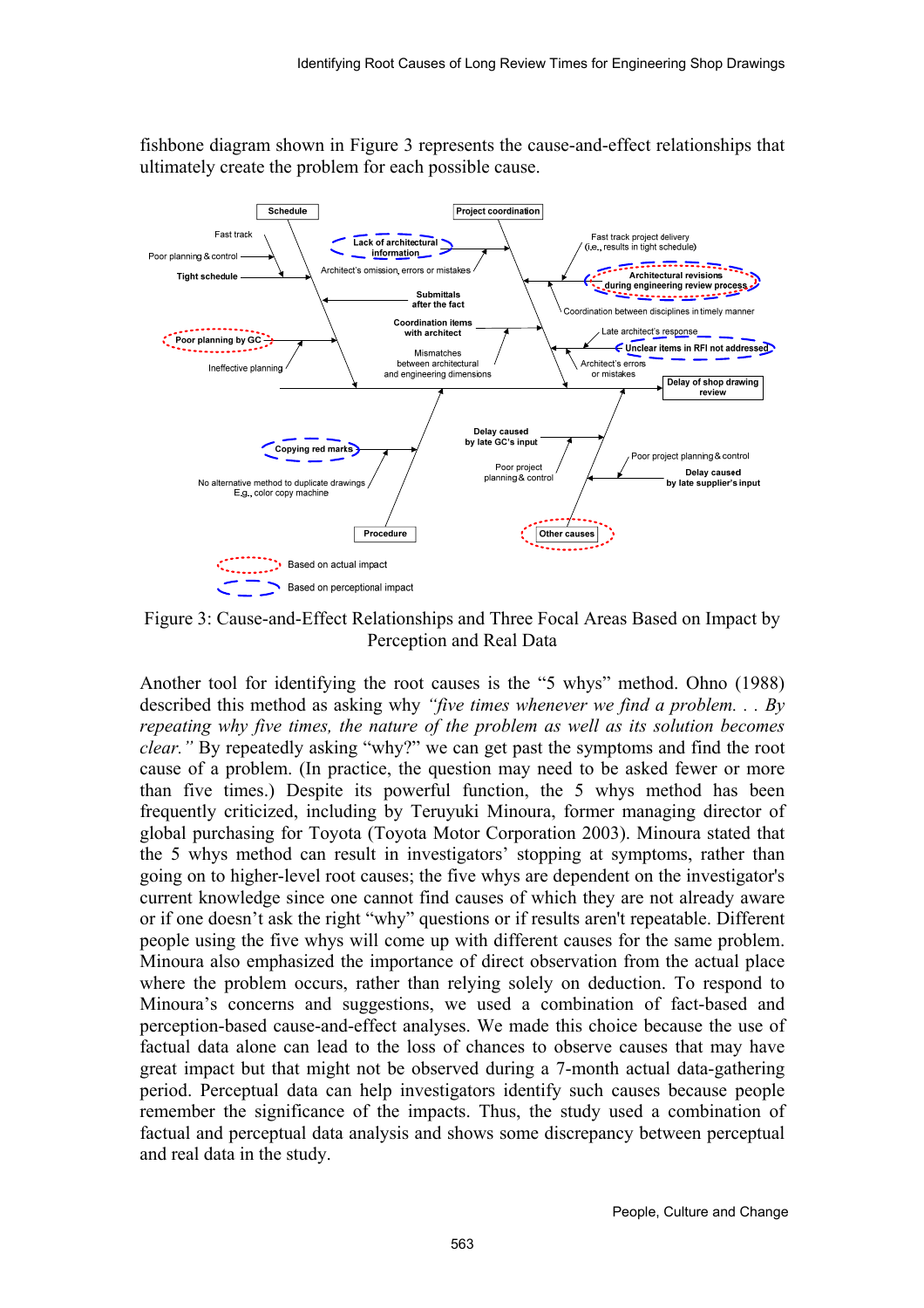fishbone diagram shown in Figure 3 represents the cause-and-effect relationships that ultimately create the problem for each possible cause.

Figure 3: Cause-and-Effect Relationships and Three Focal Areas Based on Impact by Perception and Real Data

Another tool for identifying the root causes is the "5 whys" method. Ohno (1988) described this method as asking why *"five times whenever we find a problem. . . By repeating why five times, the nature of the problem as well as its solution becomes clear."* By repeatedly asking "why?" we can get past the symptoms and find the root cause of a problem. (In practice, the question may need to be asked fewer or more than five times.) Despite its powerful function, the 5 whys method has been frequently criticized, including by Teruyuki Minoura, former managing director of global purchasing for Toyota (Toyota Motor Corporation 2003). Minoura stated that the 5 whys method can result in investigators' stopping at symptoms, rather than going on to higher-level root causes; the five whys are dependent on the investigator's current knowledge since one cannot find causes of which they are not already aware or if one doesn't ask the right "why" questions or if results aren't repeatable. Different people using the five whys will come up with different causes for the same problem. Minoura also emphasized the importance of direct observation from the actual place where the problem occurs, rather than relying solely on deduction. To respond to Minoura's concerns and suggestions, we used a combination of fact-based and perception-based cause-and-effect analyses. We made this choice because the use of factual data alone can lead to the loss of chances to observe causes that may have great impact but that might not be observed during a 7-month actual data-gathering period. Perceptual data can help investigators identify such causes because people remember the significance of the impacts. Thus, the study used a combination of factual and perceptual data analysis and shows some discrepancy between perceptual and real data in the study.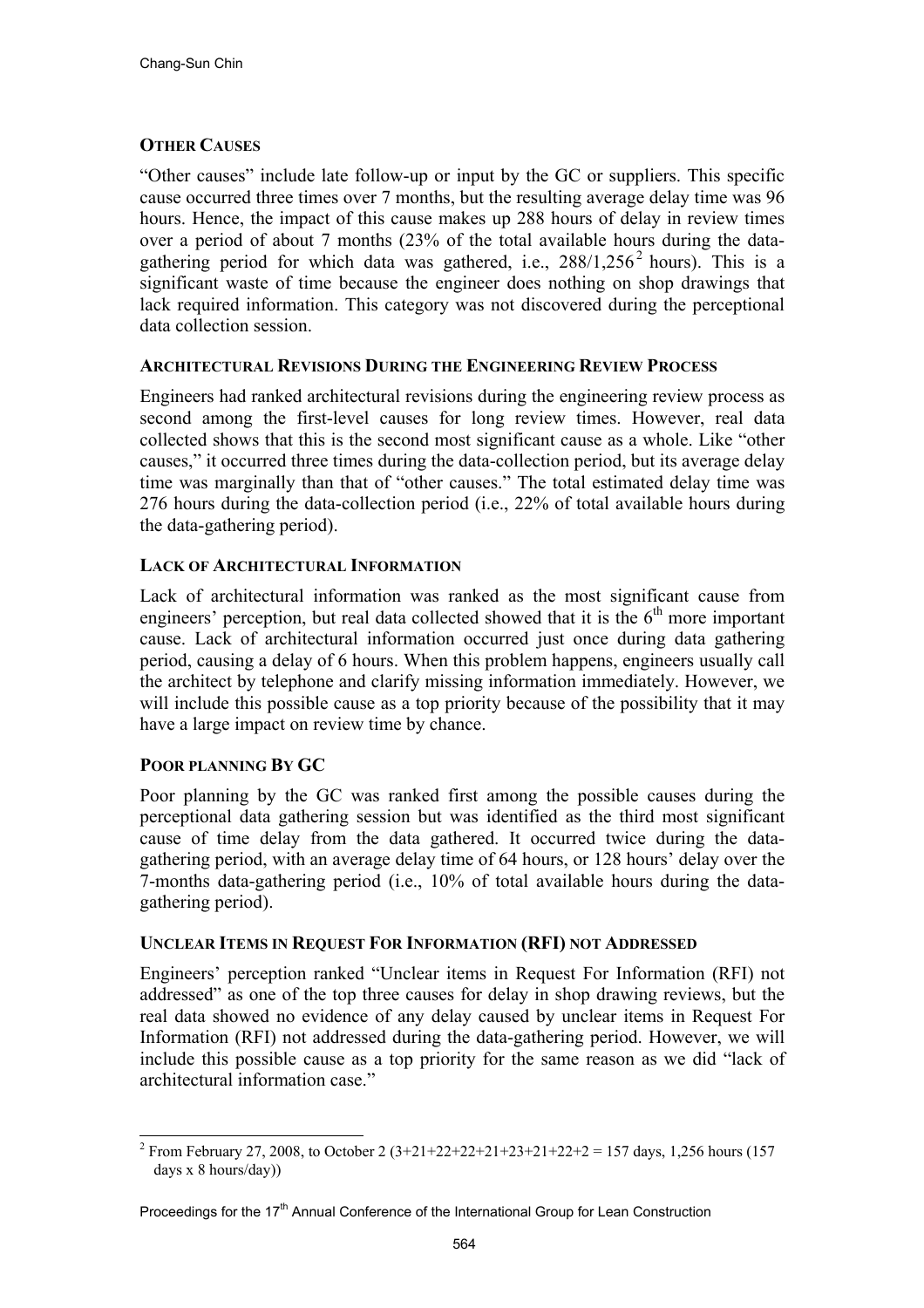### OTHER CAUSES

"Other causes" include late follow-up or input by the GC or suppliers. This specific cause occurred three times over 7 months, but the resulting average delay time was 96 hours. Hence, the impact of this cause makes up 288 hours of delay in review times over a period of about 7 months (23% of the total available hours during the data-gathering period for which data was gathered, i.e., 288/1,256[2] hours). This is a significant waste of time because the engineer does nothing on shop drawings that lack required information. This category was not discovered during the perceptional data collection session.

### ARCHITECTURAL REVISIONS DURING THE ENGINEERING REVIEW PROCESS

Engineers had ranked architectural revisions during the engineering review process as second among the first-level causes for long review times. However, real data collected shows that this is the second most significant cause as a whole. Like "other causes," it occurred three times during the data-collection period, but its average delay time was marginally than that of "other causes." The total estimated delay time was 276 hours during the data-collection period (i.e., 22% of total available hours during the data-gathering period).

### LACK OF ARCHITECTURAL INFORMATION

Lack of architectural information was ranked as the most significant cause from engineers' perception, but real data collected showed that it is the 6th more important cause. Lack of architectural information occurred just once during data gathering period, causing a delay of 6 hours. When this problem happens, engineers usually call the architect by telephone and clarify missing information immediately. However, we will include this possible cause as a top priority because of the possibility that it may have a large impact on review time by chance.

### POOR PLANNING BY GC

Poor planning by the GC was ranked first among the possible causes during the perceptional data gathering session but was identified as the third most significant cause of time delay from the data gathered. It occurred twice during the data-gathering period, with an average delay time of 64 hours, or 128 hours' delay over the 7-months data-gathering period (i.e., 10% of total available hours during the data-gathering period).

### UNCLEAR ITEMS IN REQUEST FOR INFORMATION (RFI) NOT ADDRESSED

Engineers' perception ranked "Unclear items in Request For Information (RFI) not addressed" as one of the top three causes for delay in shop drawing reviews, but the real data showed no evidence of any delay caused by unclear items in Request For Information (RFI) not addressed during the data-gathering period. However, we will include this possible cause as a top priority for the same reason as we did "lack of architectural information case."

---

[2] From February 27, 2008, to October 2 (3+21+22+22+21+23+21+22+2 = 157 days, 1,256 hours (157 days x 8 hours/day))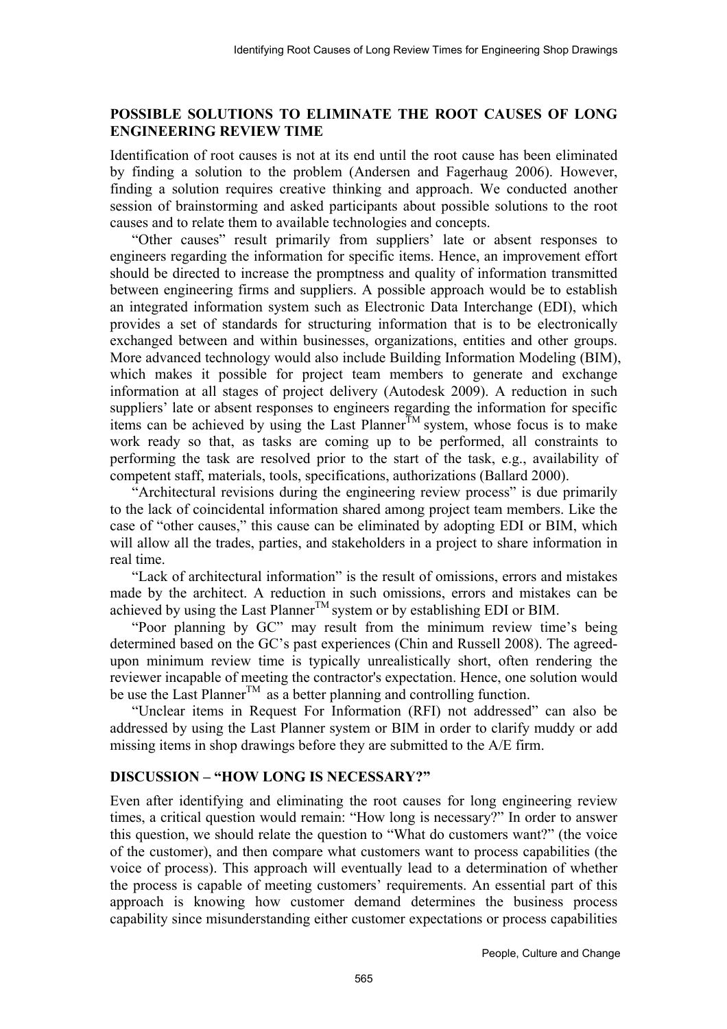## POSSIBLE SOLUTIONS TO ELIMINATE THE ROOT CAUSES OF LONG ENGINEERING REVIEW TIME

Identification of root causes is not at its end until the root cause has been eliminated by finding a solution to the problem (Andersen and Fagerhaug 2006). However, finding a solution requires creative thinking and approach. We conducted another session of brainstorming and asked participants about possible solutions to the root causes and to relate them to available technologies and concepts.

"Other causes" result primarily from suppliers' late or absent responses to engineers regarding the information for specific items. Hence, an improvement effort should be directed to increase the promptness and quality of information transmitted between engineering firms and suppliers. A possible approach would be to establish an integrated information system such as Electronic Data Interchange (EDI), which provides a set of standards for structuring information that is to be electronically exchanged between and within businesses, organizations, entities and other groups. More advanced technology would also include Building Information Modeling (BIM), which makes it possible for project team members to generate and exchange information at all stages of project delivery (Autodesk 2009). A reduction in such suppliers' late or absent responses to engineers regarding the information for specific items can be achieved by using the Last Planner™ system, whose focus is to make work ready so that, as tasks are coming up to be performed, all constraints to performing the task are resolved prior to the start of the task, e.g., availability of competent staff, materials, tools, specifications, authorizations (Ballard 2000).

"Architectural revisions during the engineering review process" is due primarily to the lack of coincidental information shared among project team members. Like the case of "other causes," this cause can be eliminated by adopting EDI or BIM, which will allow all the trades, parties, and stakeholders in a project to share information in real time.

"Lack of architectural information" is the result of omissions, errors and mistakes made by the architect. A reduction in such omissions, errors and mistakes can be achieved by using the Last Planner™ system or by establishing EDI or BIM.

"Poor planning by GC" may result from the minimum review time's being determined based on the GC's past experiences (Chin and Russell 2008). The agreed-upon minimum review time is typically unrealistically short, often rendering the reviewer incapable of meeting the contractor's expectation. Hence, one solution would be use the Last Planner™ as a better planning and controlling function.

"Unclear items in Request For Information (RFI) not addressed" can also be addressed by using the Last Planner system or BIM in order to clarify muddy or add missing items in shop drawings before they are submitted to the A/E firm.

## DISCUSSION – "HOW LONG IS NECESSARY?"

Even after identifying and eliminating the root causes for long engineering review times, a critical question would remain: "How long is necessary?" In order to answer this question, we should relate the question to "What do customers want?" (the voice of the customer), and then compare what customers want to process capabilities (the voice of process). This approach will eventually lead to a determination of whether the process is capable of meeting customers' requirements. An essential part of this approach is knowing how customer demand determines the business process capability since misunderstanding either customer expectations or process capabilities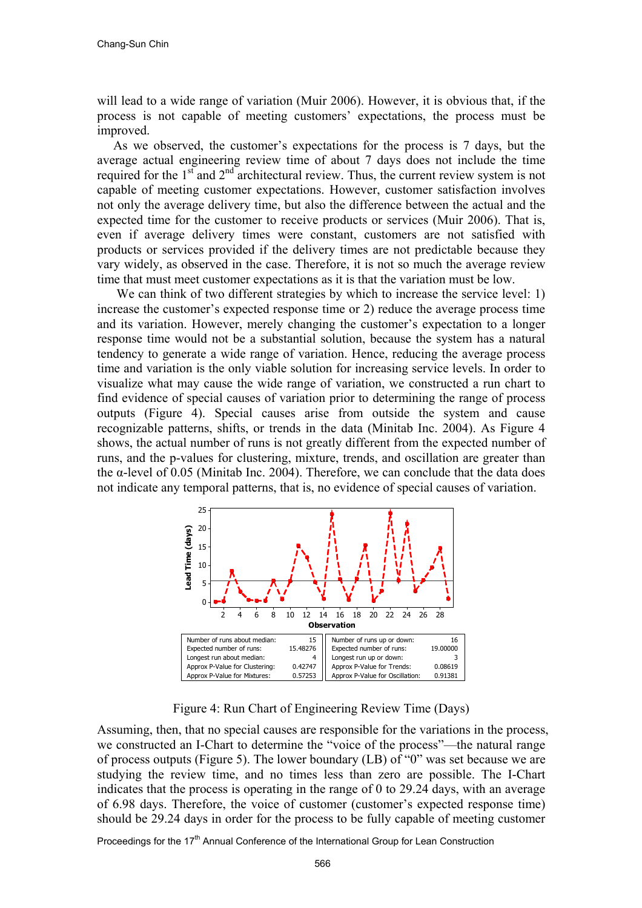will lead to a wide range of variation (Muir 2006). However, it is obvious that, if the process is not capable of meeting customers' expectations, the process must be improved.

As we observed, the customer's expectations for the process is 7 days, but the average actual engineering review time of about 7 days does not include the time required for the 1st and 2nd architectural review. Thus, the current review system is not capable of meeting customer expectations. However, customer satisfaction involves not only the average delivery time, but also the difference between the actual and the expected time for the customer to receive products or services (Muir 2006). That is, even if average delivery times were constant, customers are not satisfied with products or services provided if the delivery times are not predictable because they vary widely, as observed in the case. Therefore, it is not so much the average review time that must meet customer expectations as it is that the variation must be low.

We can think of two different strategies by which to increase the service level: 1) increase the customer's expected response time or 2) reduce the average process time and its variation. However, merely changing the customer's expectation to a longer response time would not be a substantial solution, because the system has a natural tendency to generate a wide range of variation. Hence, reducing the average process time and variation is the only viable solution for increasing service levels. In order to visualize what may cause the wide range of variation, we constructed a run chart to find evidence of special causes of variation prior to determining the range of process outputs (Figure 4). Special causes arise from outside the system and cause recognizable patterns, shifts, or trends in the data (Minitab Inc. 2004). As Figure 4 shows, the actual number of runs is not greatly different from the expected number of runs, and the p-values for clustering, mixture, trends, and oscillation are greater than the α-level of 0.05 (Minitab Inc. 2004). Therefore, we can conclude that the data does not indicate any temporal patterns, that is, no evidence of special causes of variation.

| | |
|---|---|
| Number of runs about median: | 15 |
| Expected number of runs: | 15.48276 |
| Longest run about median: | 4 |
| Approx P-Value for Clustering: | 0.42747 |
| Approx P-Value for Mixtures: | 0.57253 |

| | |
|---|---|
| Number of runs up or down: | 16 |
| Expected number of runs: | 19.00000 |
| Longest run up or down: | 3 |
| Approx P-Value for Trends: | 0.08619 |
| Approx P-Value for Oscillation: | 0.91381 |

Figure 4: Run Chart of Engineering Review Time (Days)

Assuming, then, that no special causes are responsible for the variations in the process, we constructed an I-Chart to determine the "voice of the process"—the natural range of process outputs (Figure 5). The lower boundary (LB) of "0" was set because we are studying the review time, and no times less than zero are possible. The I-Chart indicates that the process is operating in the range of 0 to 29.24 days, with an average of 6.98 days. Therefore, the voice of customer (customer's expected response time) should be 29.24 days in order for the process to be fully capable of meeting customer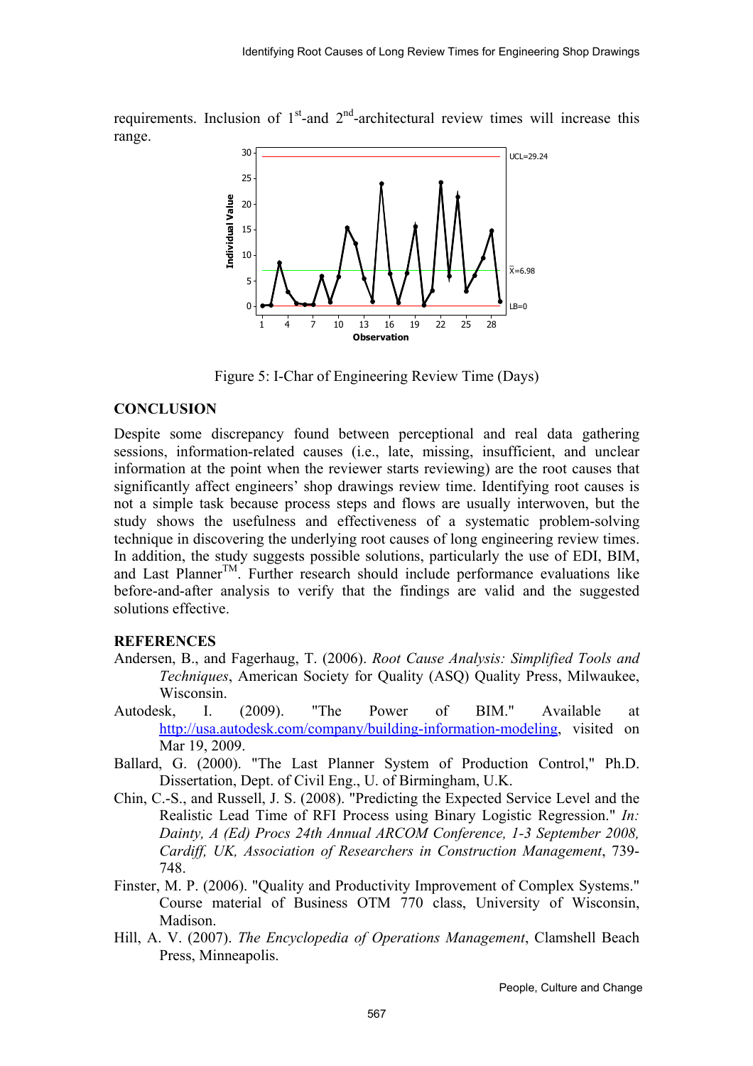requirements. Inclusion of 1st-and 2nd-architectural review times will increase this range.

Figure 5: I-Char of Engineering Review Time (Days)

## CONCLUSION

Despite some discrepancy found between perceptional and real data gathering sessions, information-related causes (i.e., late, missing, insufficient, and unclear information at the point when the reviewer starts reviewing) are the root causes that significantly affect engineers' shop drawings review time. Identifying root causes is not a simple task because process steps and flows are usually interwoven, but the study shows the usefulness and effectiveness of a systematic problem-solving technique in discovering the underlying root causes of long engineering review times. In addition, the study suggests possible solutions, particularly the use of EDI, BIM, and Last Planner™. Further research should include performance evaluations like before-and-after analysis to verify that the findings are valid and the suggested solutions effective.

## REFERENCES

Andersen, B., and Fagerhaug, T. (2006). *Root Cause Analysis: Simplified Tools and Techniques*, American Society for Quality (ASQ) Quality Press, Milwaukee, Wisconsin.

Autodesk, I. (2009). "The Power of BIM." Available at http://usa.autodesk.com/company/building-information-modeling, visited on Mar 19, 2009.

Ballard, G. (2000). "The Last Planner System of Production Control," Ph.D. Dissertation, Dept. of Civil Eng., U. of Birmingham, U.K.

Chin, C.-S., and Russell, J. S. (2008). "Predicting the Expected Service Level and the Realistic Lead Time of RFI Process using Binary Logistic Regression." *In: Dainty, A (Ed) Procs 24th Annual ARCOM Conference, 1-3 September 2008, Cardiff, UK, Association of Researchers in Construction Management*, 739-748.

Finster, M. P. (2006). "Quality and Productivity Improvement of Complex Systems." Course material of Business OTM 770 class, University of Wisconsin, Madison.

Hill, A. V. (2007). *The Encyclopedia of Operations Management*, Clamshell Beach Press, Minneapolis.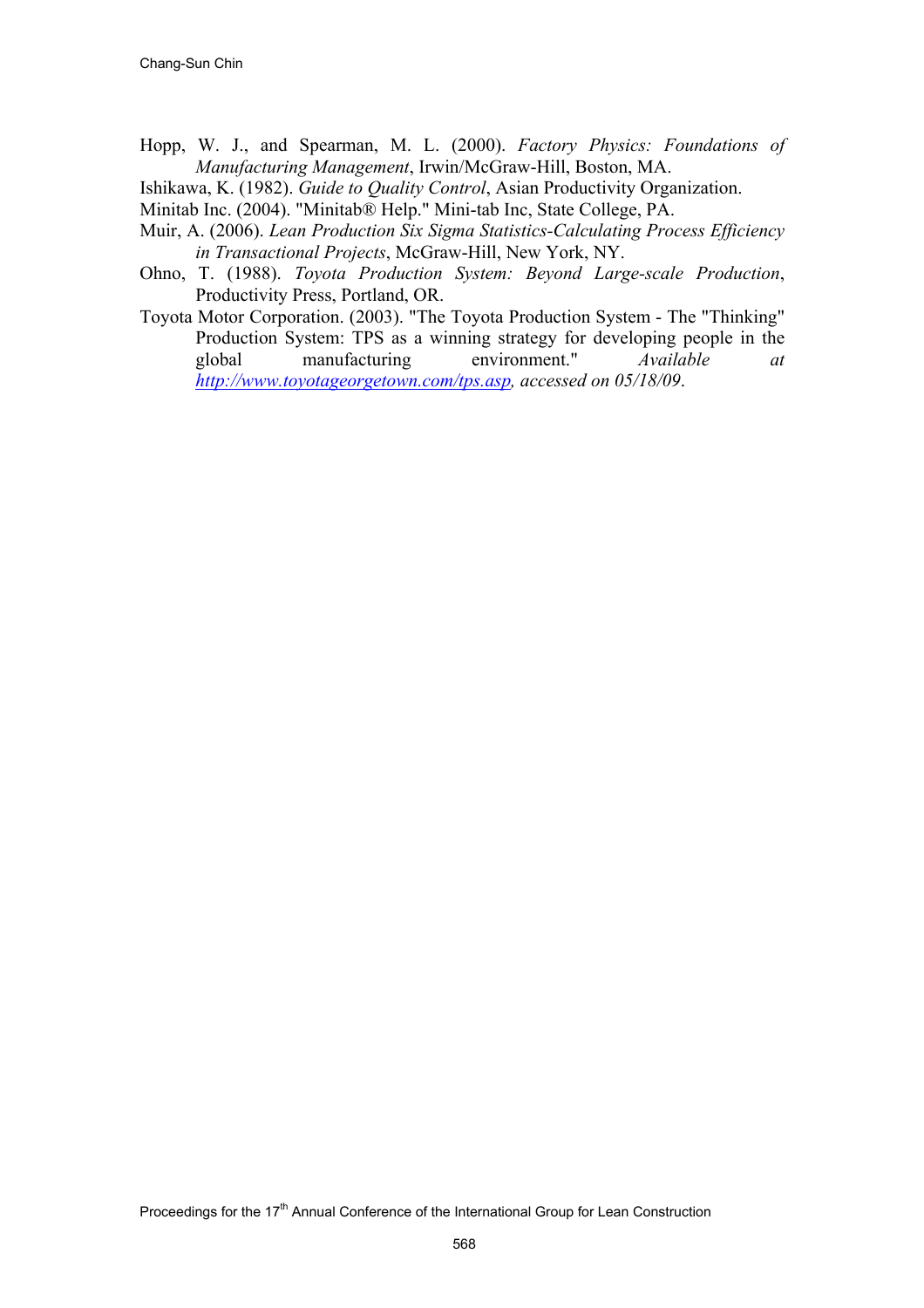Hopp, W. J., and Spearman, M. L. (2000). *Factory Physics: Foundations of Manufacturing Management*, Irwin/McGraw-Hill, Boston, MA.

Ishikawa, K. (1982). *Guide to Quality Control*, Asian Productivity Organization.

Minitab Inc. (2004). "Minitab® Help." Mini-tab Inc, State College, PA.

Muir, A. (2006). *Lean Production Six Sigma Statistics-Calculating Process Efficiency in Transactional Projects*, McGraw-Hill, New York, NY.

Ohno, T. (1988). *Toyota Production System: Beyond Large-scale Production*, Productivity Press, Portland, OR.

Toyota Motor Corporation. (2003). "The Toyota Production System - The "Thinking" Production System: TPS as a winning strategy for developing people in the global manufacturing environment." *Available at [http://www.toyotageorgetown.com/tps.asp](http://www.toyotageorgetown.com/tps.asp), accessed on 05/18/09*.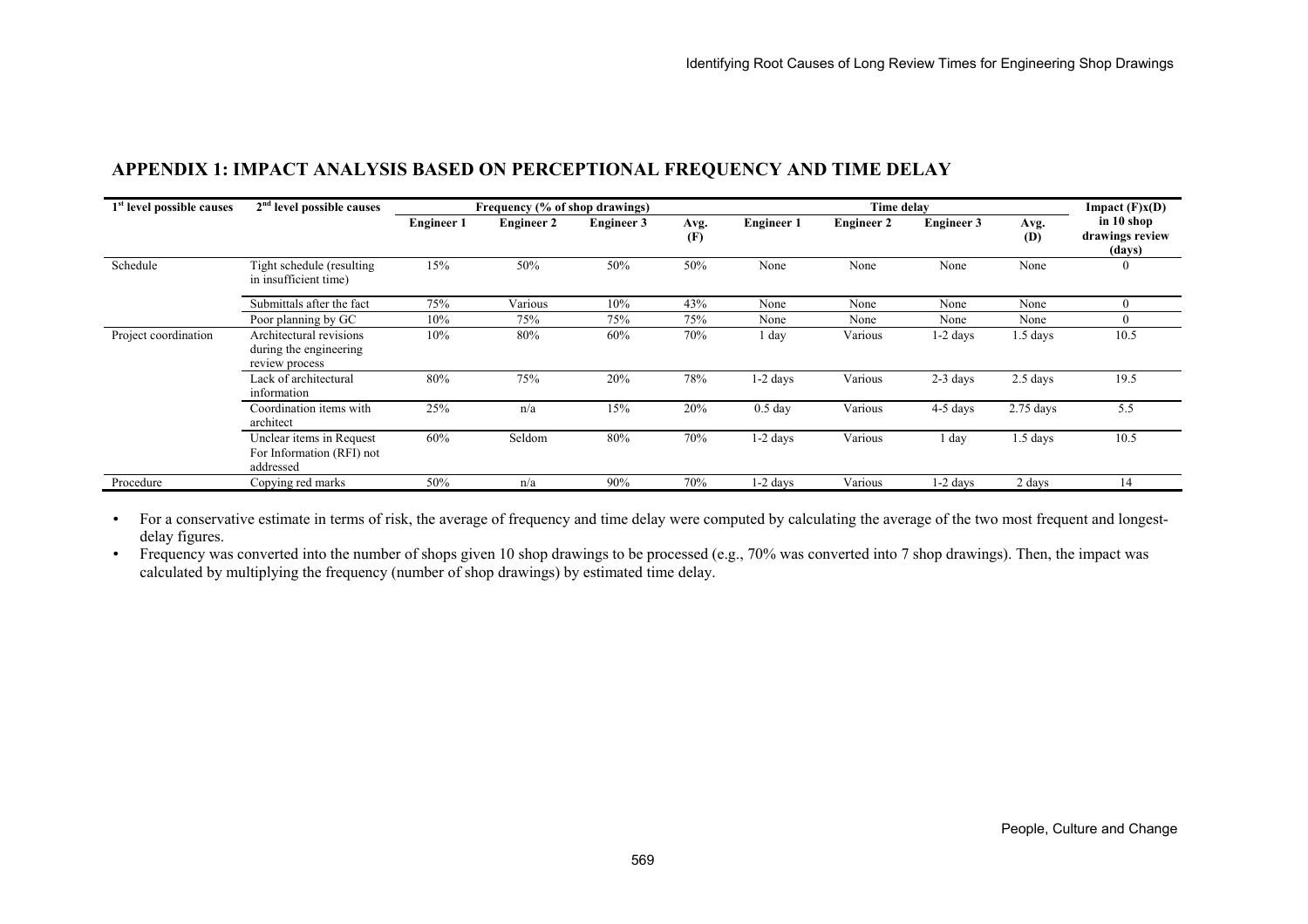## APPENDIX 1: IMPACT ANALYSIS BASED ON PERCEPTIONAL FREQUENCY AND TIME DELAY

| 1[st] level possible causes | 2[nd] level possible causes | Frequency (% of shop drawings) | | | | Time delay | | | | Impact (F)x(D) |
|---|---|---|---|---|---|---|---|---|---|---|
| | | Engineer 1 | Engineer 2 | Engineer 3 | Avg. (F) | Engineer 1 | Engineer 2 | Engineer 3 | Avg. (D) | in 10 shop drawings review (days) |
| Schedule | Tight schedule (resulting in insufficient time) | 15% | 50% | 50% | 50% | None | None | None | None | 0 |
| | Submittals after the fact | 75% | Various | 10% | 43% | None | None | None | None | 0 |
| | Poor planning by GC | 10% | 75% | 75% | 75% | None | None | None | None | 0 |
| Project coordination | Architectural revisions during the engineering review process | 10% | 80% | 60% | 70% | 1 day | Various | 1-2 days | 1.5 days | 10.5 |
| | Lack of architectural information | 80% | 75% | 20% | 78% | 1-2 days | Various | 2-3 days | 2.5 days | 19.5 |
| | Coordination items with architect | 25% | n/a | 15% | 20% | 0.5 day | Various | 4-5 days | 2.75 days | 5.5 |
| | Unclear items in Request For Information (RFI) not addressed | 60% | Seldom | 80% | 70% | 1-2 days | Various | 1 day | 1.5 days | 10.5 |
| Procedure | Copying red marks | 50% | n/a | 90% | 70% | 1-2 days | Various | 1-2 days | 2 days | 14 |

- For a conservative estimate in terms of risk, the average of frequency and time delay were computed by calculating the average of the two most frequent and longest-delay figures.
- Frequency was converted into the number of shops given 10 shop drawings to be processed (e.g., 70% was converted into 7 shop drawings). Then, the impact was calculated by multiplying the frequency (number of shop drawings) by estimated time delay.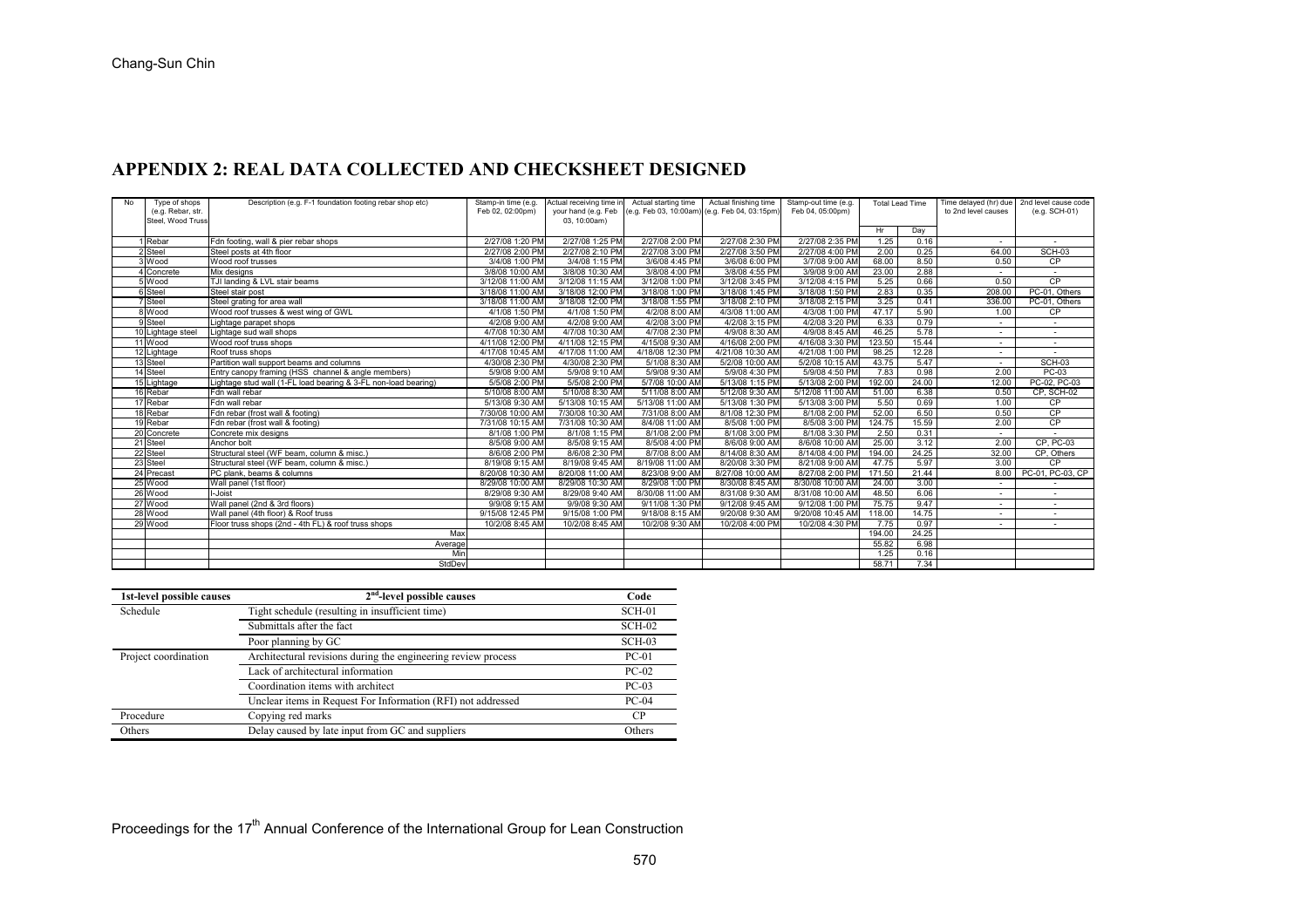## APPENDIX 2: REAL DATA COLLECTED AND CHECKSHEET DESIGNED

| No | Type of shops (e.g. Rebar, str. Steel, Wood Truss | Description (e.g. F-1 foundation footing rebar shop etc) | Stamp-in time (e.g. Feb 02, 02:00pm) | Actual receiving time in your hand (e.g. Feb 03, 10:00am) | Actual starting time (e.g. Feb 03, 10:00am) | Actual finishing time (e.g. Feb 04, 03:15pm) | Stamp-out time (e.g. Feb 04, 05:00pm) | Total Lead Time | | Time delayed (hr) due to 2nd level causes | 2nd level cause code (e.g. SCH-01) |
|---|---|---|---|---|---|---|---|---|---|---|---|
| | | | | | | | | Hr | Day | | |
| 1 | Rebar | Fdn footing, wall & pier rebar shops | 2/27/08 1:20 PM | 2/27/08 1:25 PM | 2/27/08 2:00 PM | 2/27/08 2:30 PM | 2/27/08 2:35 PM | 1.25 | 0.16 | - | - |
| 2 | Steel | Steel posts at 4th floor | 2/27/08 2:00 PM | 2/27/08 2:10 PM | 2/27/08 3:00 PM | 2/27/08 3:50 PM | 2/27/08 4:00 PM | 2.00 | 0.25 | 64.00 | SCH-03 |
| 3 | Wood | Wood roof trusses | 3/4/08 1:00 PM | 3/4/08 1:15 PM | 3/6/08 4:45 PM | 3/6/08 6:00 PM | 3/7/08 9:00 AM | 68.00 | 8.50 | 0.50 | CP |
| 4 | Concrete | Mix designs | 3/8/08 10:00 AM | 3/8/08 10:30 AM | 3/8/08 4:00 PM | 3/8/08 4:55 PM | 3/9/08 9:00 AM | 23.00 | 2.88 | - | - |
| 5 | Wood | TJI landing & LVL stair beams | 3/12/08 11:00 AM | 3/12/08 11:15 AM | 3/12/08 1:00 PM | 3/12/08 3:45 PM | 3/12/08 4:15 PM | 5.25 | 0.66 | 0.50 | CP |
| 6 | Steel | Steel stair post | 3/18/08 11:00 AM | 3/18/08 12:00 PM | 3/18/08 1:00 PM | 3/18/08 1:45 PM | 3/18/08 1:50 PM | 2.83 | 0.35 | 208.00 | PC-01, Others |
| 7 | Steel | Steel grating for area wall | 3/18/08 11:00 AM | 3/18/08 12:00 PM | 3/18/08 1:55 PM | 3/18/08 2:10 PM | 3/18/08 2:15 PM | 3.25 | 0.41 | 336.00 | PC-01, Others |
| 8 | Wood | Wood roof trusses & west wing of GWL | 4/1/08 1:50 PM | 4/1/08 1:50 PM | 4/2/08 8:00 AM | 4/3/08 11:00 AM | 4/3/08 1:00 PM | 47.17 | 5.90 | 1.00 | CP |
| 9 | Steel | Lightage parapet shops | 4/2/08 9:00 AM | 4/2/08 9:00 AM | 4/2/08 3:00 PM | 4/2/08 3:15 PM | 4/2/08 3:20 PM | 6.33 | 0.79 | - | - |
| 10 | Lightage steel | Lightage sud wall shops | 4/7/08 10:30 AM | 4/7/08 10:30 AM | 4/7/08 2:30 PM | 4/9/08 8:30 AM | 4/9/08 8:45 AM | 46.25 | 5.78 | - | - |
| 11 | Wood | Wood roof truss shops | 4/11/08 12:00 PM | 4/11/08 12:15 PM | 4/15/08 9:30 AM | 4/16/08 2:00 PM | 4/16/08 3:30 PM | 123.50 | 15.44 | - | - |
| 12 | Lightage | Roof truss shops | 4/17/08 10:45 AM | 4/17/08 11:00 AM | 4/18/08 12:30 PM | 4/21/08 10:30 AM | 4/21/08 1:00 PM | 98.25 | 12.28 | - | - |
| 13 | Steel | Partition wall support beams and columns | 4/30/08 2:30 PM | 4/30/08 2:30 PM | 5/1/08 8:30 AM | 5/2/08 10:00 AM | 5/2/08 10:15 AM | 43.75 | 5.47 | - | SCH-03 |
| 14 | Steel | Entry canopy framing (HSS channel & angle members) | 5/9/08 9:00 AM | 5/9/08 9:10 AM | 5/9/08 9:30 AM | 5/9/08 4:30 PM | 5/9/08 4:50 PM | 7.83 | 0.98 | 2.00 | PC-03 |
| 15 | Lightage | Lightage stud wall (1-FL load bearing & 3-FL non-load bearing) | 5/5/08 2:00 PM | 5/5/08 2:00 PM | 5/7/08 10:00 AM | 5/13/08 1:15 PM | 5/13/08 2:00 PM | 192.00 | 24.00 | 12.00 | PC-02, PC-03 |
| 16 | Rebar | Fdn wall rebar | 5/10/08 8:00 AM | 5/10/08 8:30 AM | 5/11/08 8:00 AM | 5/12/08 9:30 AM | 5/12/08 11:00 AM | 51.00 | 6.38 | 0.50 | CP, SCH-02 |
| 17 | Rebar | Fdn wall rebar | 5/13/08 9:30 AM | 5/13/08 10:15 AM | 5/13/08 11:00 AM | 5/13/08 1:30 PM | 5/13/08 3:00 PM | 5.50 | 0.69 | 1.00 | CP |
| 18 | Rebar | Fdn rebar (frost wall & footing) | 7/30/08 10:00 AM | 7/30/08 10:30 AM | 7/31/08 8:00 AM | 8/1/08 12:30 PM | 8/1/08 2:00 PM | 52.00 | 6.50 | 0.50 | CP |
| 19 | Rebar | Fdn rebar (frost wall & footing) | 7/31/08 10:15 AM | 7/31/08 10:30 AM | 8/4/08 11:00 AM | 8/5/08 1:00 PM | 8/5/08 3:00 PM | 124.75 | 15.59 | 2.00 | CP |
| 20 | Concrete | Concrete mix designs | 8/1/08 1:00 PM | 8/1/08 1:15 PM | 8/1/08 2:00 PM | 8/1/08 3:00 PM | 8/1/08 3:30 PM | 2.50 | 0.31 | - | - |
| 21 | Steel | Anchor bolt | 8/5/08 9:00 AM | 8/5/08 9:15 AM | 8/5/08 4:00 PM | 8/6/08 9:00 AM | 8/6/08 10:00 AM | 25.00 | 3.12 | 2.00 | CP, PC-03 |
| 22 | Steel | Structural steel (WF beam, column & misc.) | 8/6/08 2:00 PM | 8/6/08 2:30 PM | 8/7/08 8:00 AM | 8/14/08 8:30 AM | 8/14/08 4:00 PM | 194.00 | 24.25 | 32.00 | CP, Others |
| 23 | Steel | Structural steel (WF beam, column & misc.) | 8/19/08 9:15 AM | 8/19/08 9:45 AM | 8/19/08 11:00 AM | 8/20/08 3:30 PM | 8/21/08 9:00 AM | 47.75 | 5.97 | 3.00 | CP |
| 24 | Precast | PC plank, beams & columns | 8/20/08 10:30 AM | 8/20/08 11:00 AM | 8/23/08 9:00 AM | 8/27/08 10:00 AM | 8/27/08 2:00 PM | 171.50 | 21.44 | 8.00 | PC-01, PC-03, CP |
| 25 | Wood | Wall panel (1st floor) | 8/29/08 10:00 AM | 8/29/08 10:30 AM | 8/29/08 1:00 PM | 8/30/08 8:45 AM | 8/30/08 10:00 AM | 24.00 | 3.00 | - | - |
| 26 | Wood | I-Joist | 8/29/08 9:30 AM | 8/29/08 9:40 AM | 8/30/08 11:00 AM | 8/31/08 9:30 AM | 8/31/08 10:00 AM | 48.50 | 6.06 | - | - |
| 27 | Wood | Wall panel (2nd & 3rd floors) | 9/9/08 9:15 AM | 9/9/08 9:30 AM | 9/11/08 1:30 PM | 9/12/08 9:45 AM | 9/12/08 1:00 PM | 75.75 | 9.47 | - | - |
| 28 | Wood | Wall panel (4th floor) & Roof truss | 9/15/08 12:45 PM | 9/15/08 1:00 PM | 9/18/08 8:15 AM | 9/20/08 9:30 AM | 9/20/08 10:45 AM | 118.00 | 14.75 | - | - |
| 29 | Wood | Floor truss shops (2nd - 4th FL) & roof truss shops | 10/2/08 8:45 AM | 10/2/08 8:45 AM | 10/2/08 9:30 AM | 10/2/08 4:00 PM | 10/2/08 4:30 PM | 7.75 | 0.97 | - | - |
| | | Max | | | | | | 194.00 | 24.25 | | |
| | | Average | | | | | | 55.82 | 6.98 | | |
| | | Min | | | | | | 1.25 | 0.16 | | |
| | | StdDev | | | | | | 58.71 | 7.34 | | |

| 1st-level possible causes | 2nd-level possible causes | Code |
|---|---|---|
| Schedule | Tight schedule (resulting in insufficient time) | SCH-01 |
| | Submittals after the fact | SCH-02 |
| | Poor planning by GC | SCH-03 |
| Project coordination | Architectural revisions during the engineering review process | PC-01 |
| | Lack of architectural information | PC-02 |
| | Coordination items with architect | PC-03 |
| | Unclear items in Request For Information (RFI) not addressed | PC-04 |
| Procedure | Copying red marks | CP |
| Others | Delay caused by late input from GC and suppliers | Others |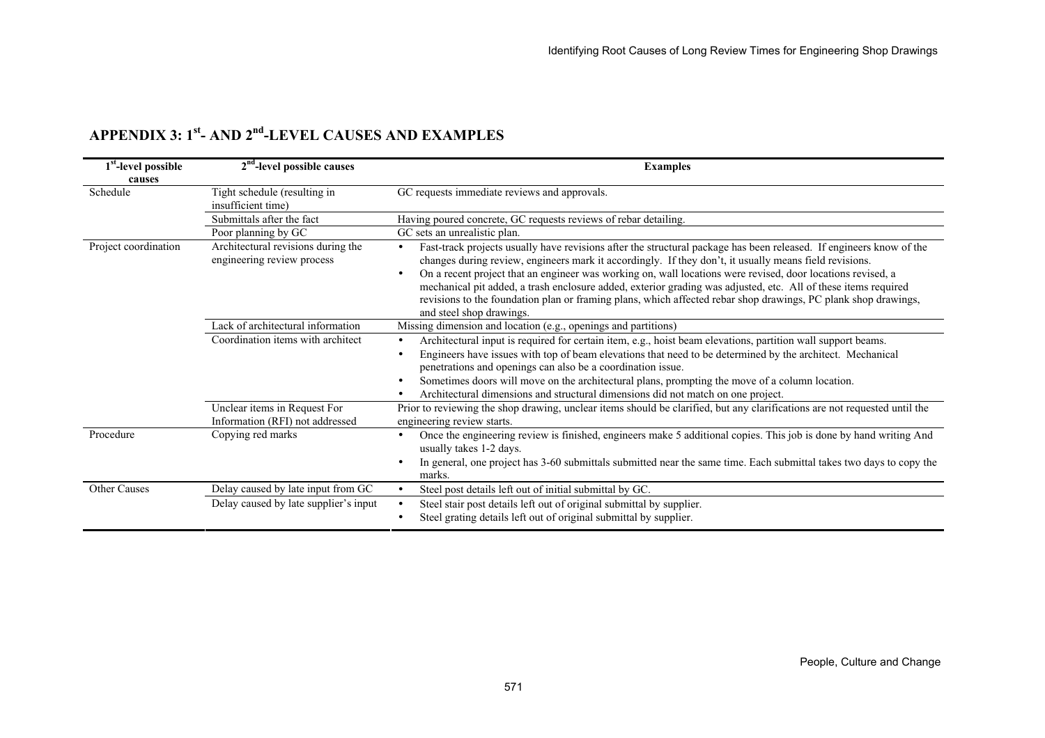## APPENDIX 3: 1st- AND 2nd-LEVEL CAUSES AND EXAMPLES

| 1st-level possible causes | 2nd-level possible causes | Examples |
|---|---|---|
| Schedule | Tight schedule (resulting in insufficient time) | GC requests immediate reviews and approvals. |
| | Submittals after the fact | Having poured concrete, GC requests reviews of rebar detailing. |
| | Poor planning by GC | GC sets an unrealistic plan. |
| Project coordination | Architectural revisions during the engineering review process | • Fast-track projects usually have revisions after the structural package has been released. If engineers know of the changes during review, engineers mark it accordingly. If they don't, it usually means field revisions. <br> • On a recent project that an engineer was working on, wall locations were revised, door locations revised, a mechanical pit added, a trash enclosure added, exterior grading was adjusted, etc. All of these items required revisions to the foundation plan or framing plans, which affected rebar shop drawings, PC plank shop drawings, and steel shop drawings. |
| | Lack of architectural information | Missing dimension and location (e.g., openings and partitions) |
| | Coordination items with architect | • Architectural input is required for certain item, e.g., hoist beam elevations, partition wall support beams. <br> • Engineers have issues with top of beam elevations that need to be determined by the architect. Mechanical penetrations and openings can also be a coordination issue. <br> • Sometimes doors will move on the architectural plans, prompting the move of a column location. <br> • Architectural dimensions and structural dimensions did not match on one project. |
| | Unclear items in Request For Information (RFI) not addressed | Prior to reviewing the shop drawing, unclear items should be clarified, but any clarifications are not requested until the engineering review starts. |
| Procedure | Copying red marks | • Once the engineering review is finished, engineers make 5 additional copies. This job is done by hand writing And usually takes 1-2 days. <br> • In general, one project has 3-60 submittals submitted near the same time. Each submittal takes two days to copy the marks. |
| Other Causes | Delay caused by late input from GC | • Steel post details left out of initial submittal by GC. |
| | Delay caused by late supplier's input | • Steel stair post details left out of original submittal by supplier. <br> • Steel grating details left out of original submittal by supplier. |